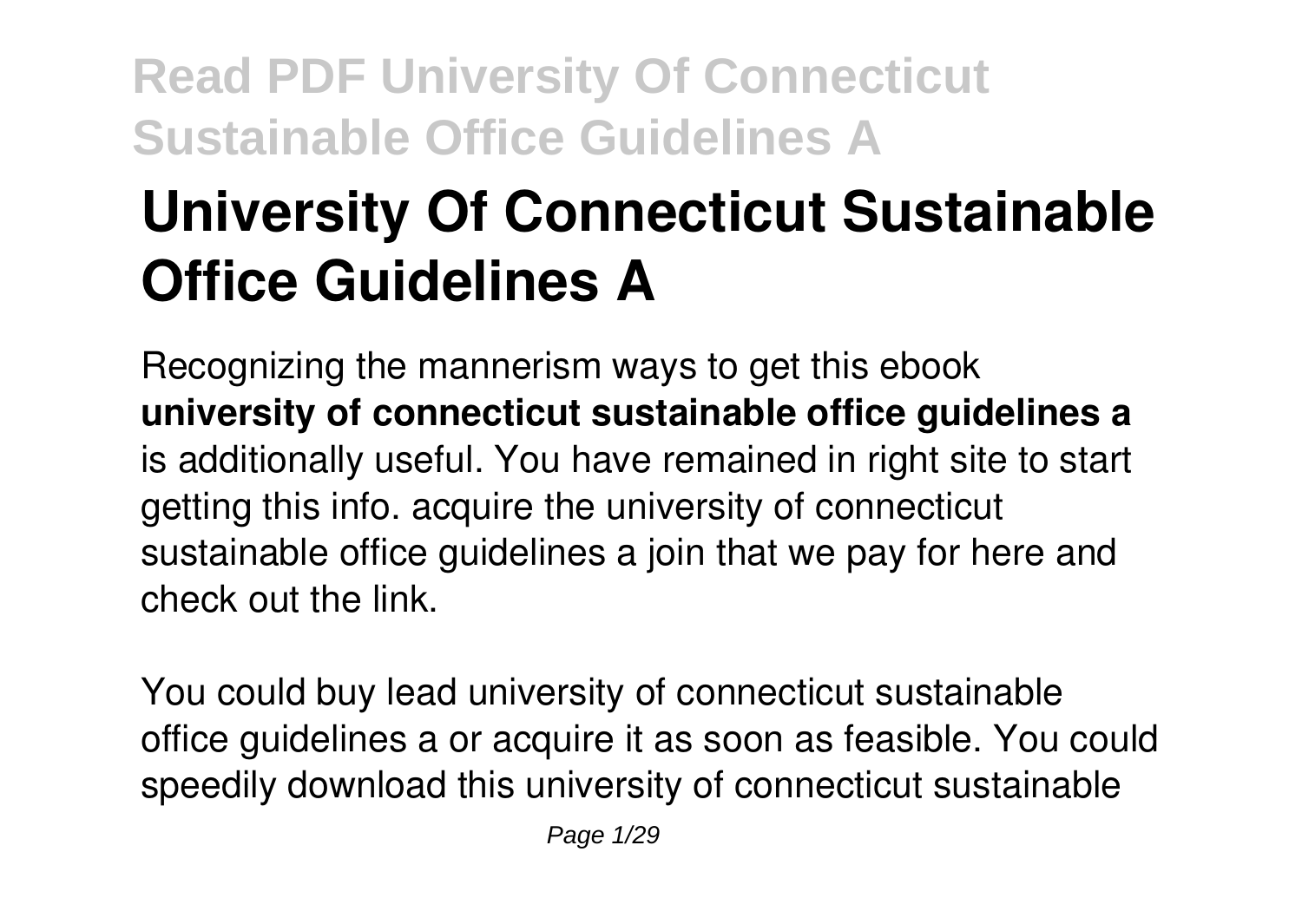# University Of Connecticut Sustainable Office Guidelines A

Recognizing the mannerism ways to get this ebook **university of connecticut sustainable office guidelines a** is additionally useful. You have remained in right site to start getting this info. acquire the university of connecticut sustainable office guidelines a join that we pay for here and check out the link.

You could buy lead university of connecticut sustainable office guidelines a or acquire it as soon as feasible. You could speedily download this university of connecticut sustainable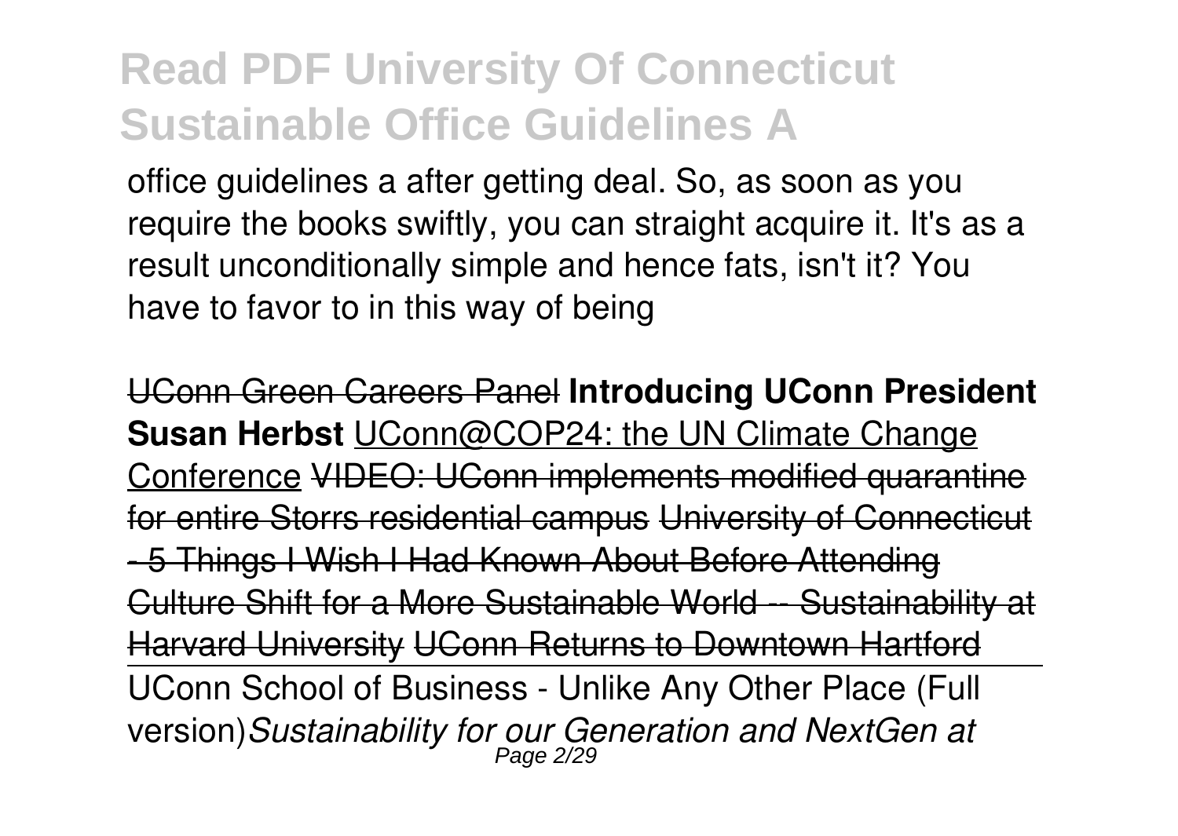office guidelines a after getting deal. So, as soon as you require the books swiftly, you can straight acquire it. It's as a result unconditionally simple and hence fats, isn't it? You have to favor to in this way of being

UConn Green Careers Panel **Introducing UConn President Susan Herbst** UConn@COP24: the UN Climate Change Conference VIDEO: UConn implements modified quarantine for entire Storrs residential campus University of Connecticut - 5 Things I Wish I Had Known About Before Attending Culture Shift for a More Sustainable World -- Sustainability at Harvard University UConn Returns to Downtown Hartford

UConn School of Business - Unlike Any Other Place (Full version)*Sustainability for our Generation and NextGen at*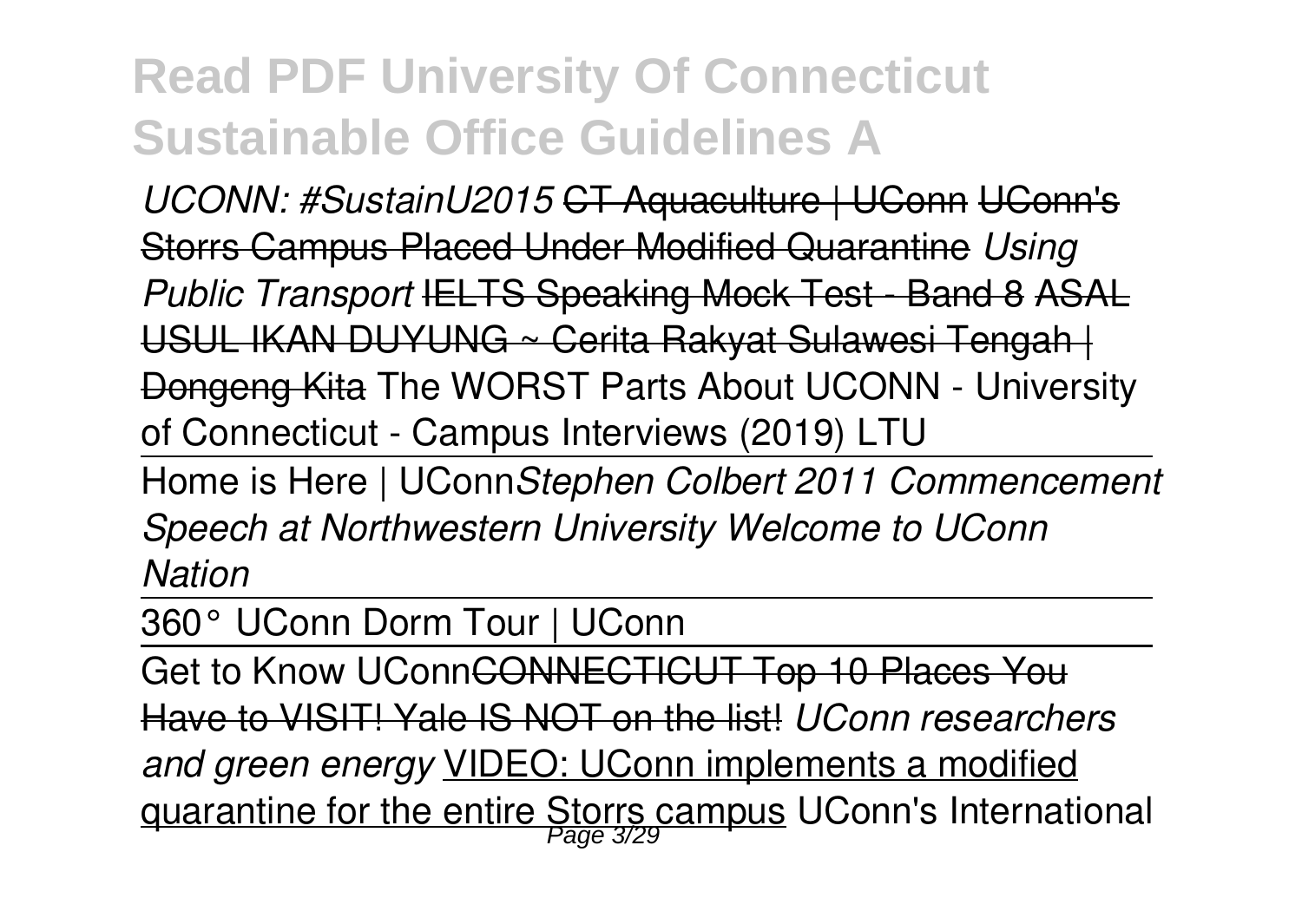*UCONN: #SustainU2015* ~~CT Aquaculture | UConn~~ ~~UConn's Storrs Campus Placed Under Modified Quarantine~~ *Using Public Transport* ~~IELTS Speaking Mock Test - Band 8~~ ~~ASAL USUL IKAN DUYUNG ~ Cerita Rakyat Sulawesi Tengah | Dongeng Kita~~ The WORST Parts About UCONN - University of Connecticut - Campus Interviews (2019) LTU

Home is Here | UConn *Stephen Colbert 2011 Commencement Speech at Northwestern University* *Welcome to UConn Nation*

360° UConn Dorm Tour | UConn

Get to Know UConn ~~CONNECTICUT Top 10 Places You Have to VISIT! Yale IS NOT on the list!~~ *UConn researchers and green energy* VIDEO: UConn implements a modified quarantine for the entire Storrs campus UConn's International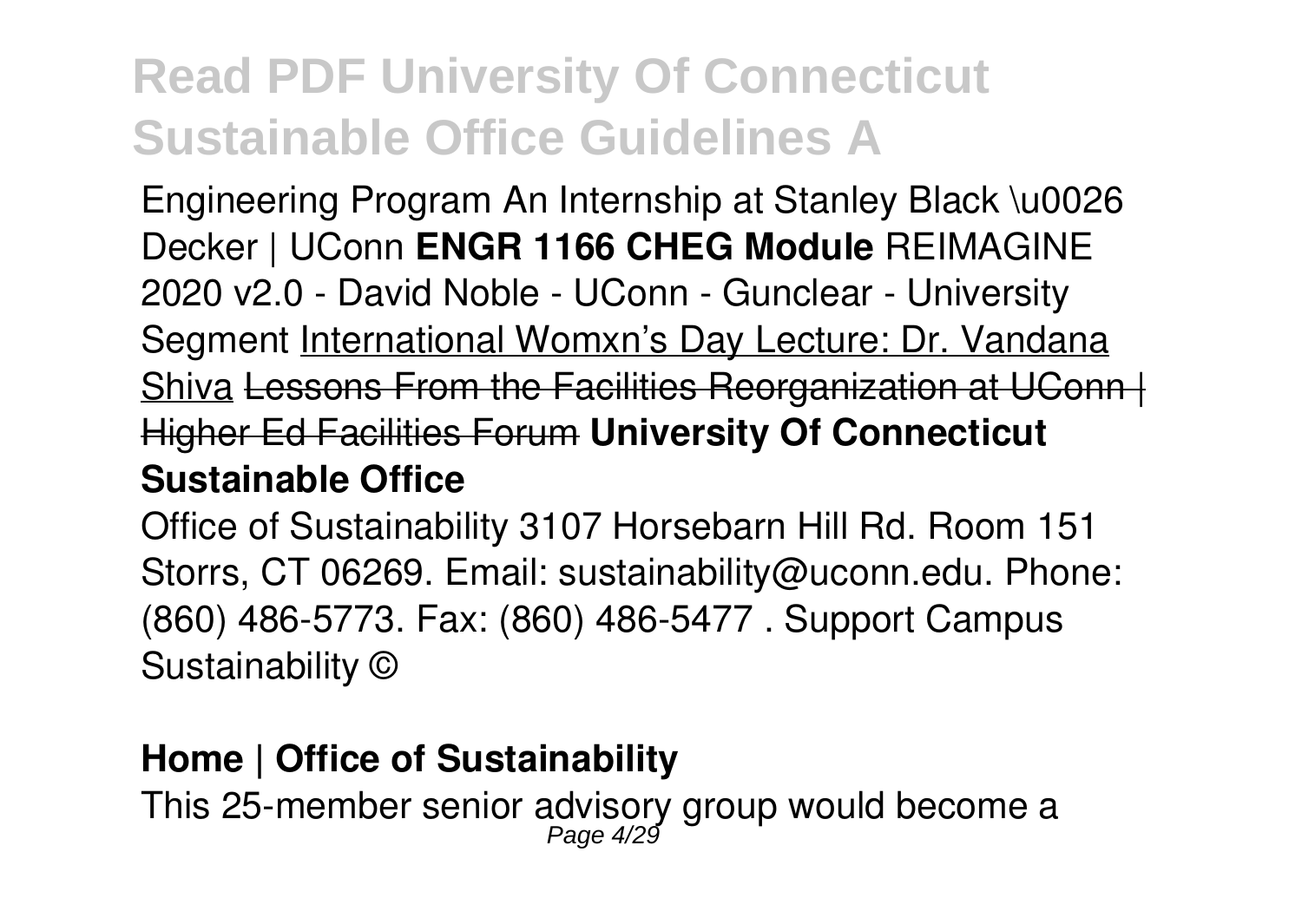Engineering Program An Internship at Stanley Black \u0026 Decker | UConn **ENGR 1166 CHEG Module** REIMAGINE 2020 v2.0 - David Noble - UConn - Gunclear - University Segment International Womxn's Day Lecture: Dr. Vandana Shiva ~~Lessons From the Facilities Reorganization at UConn | Higher Ed Facilities Forum~~ **University Of Connecticut Sustainable Office**

Office of Sustainability 3107 Horsebarn Hill Rd. Room 151 Storrs, CT 06269. Email: sustainability@uconn.edu. Phone: (860) 486-5773. Fax: (860) 486-5477 . Support Campus Sustainability ©

**Home | Office of Sustainability**

This 25-member senior advisory group would become a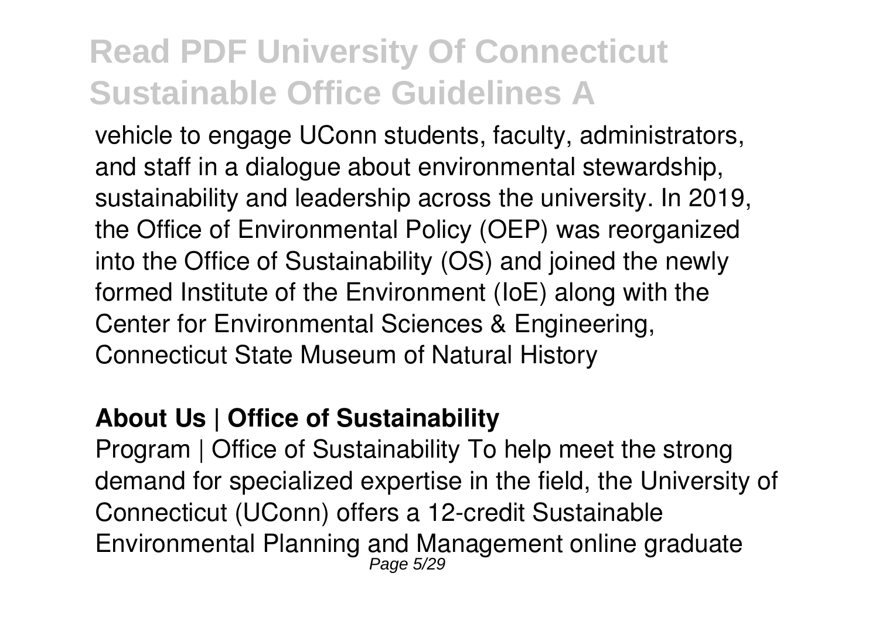vehicle to engage UConn students, faculty, administrators, and staff in a dialogue about environmental stewardship, sustainability and leadership across the university. In 2019, the Office of Environmental Policy (OEP) was reorganized into the Office of Sustainability (OS) and joined the newly formed Institute of the Environment (IoE) along with the Center for Environmental Sciences & Engineering, Connecticut State Museum of Natural History

**About Us | Office of Sustainability**

Program | Office of Sustainability To help meet the strong demand for specialized expertise in the field, the University of Connecticut (UConn) offers a 12-credit Sustainable Environmental Planning and Management online graduate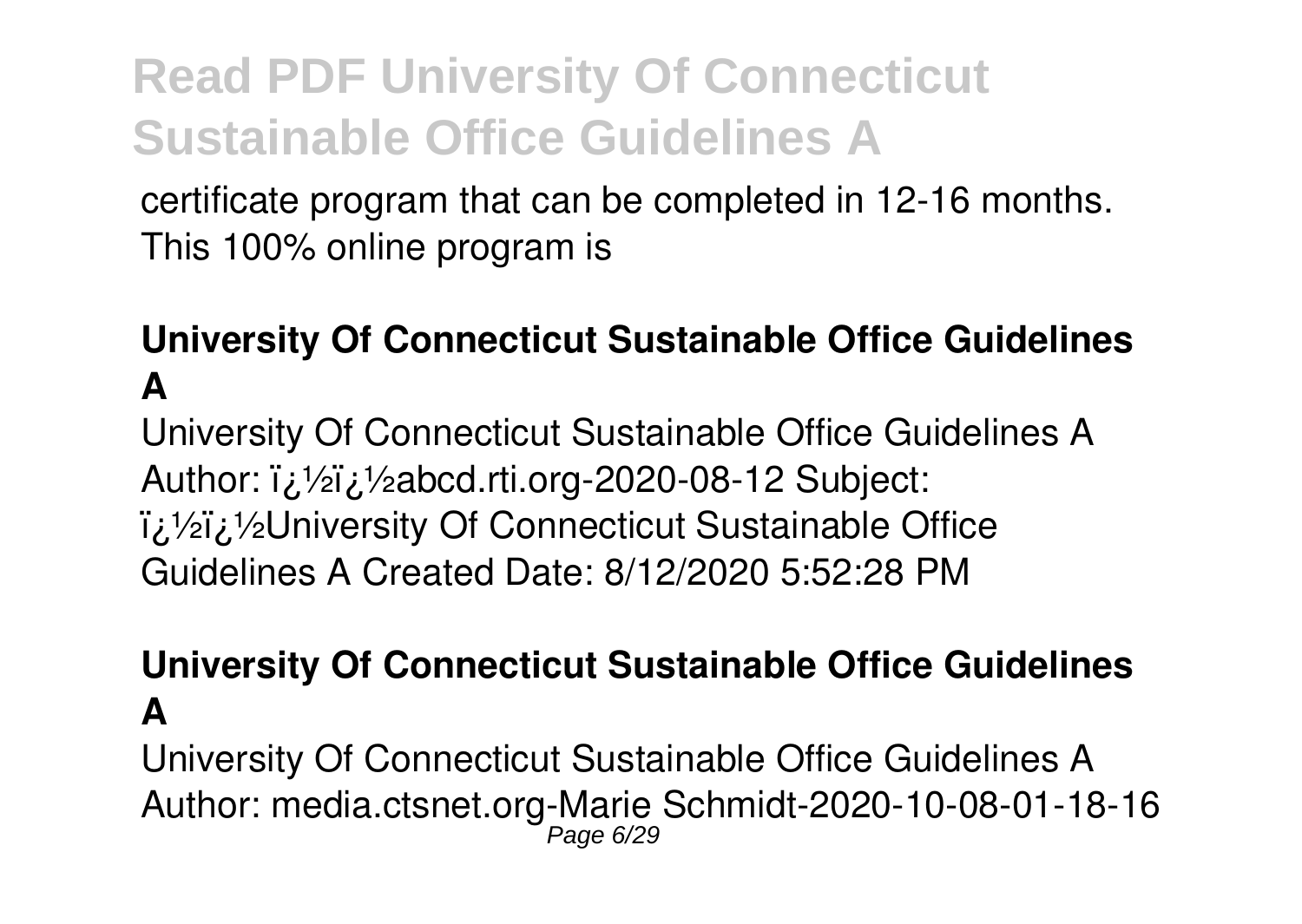certificate program that can be completed in 12-16 months. This 100% online program is

## University Of Connecticut Sustainable Office Guidelines A

University Of Connecticut Sustainable Office Guidelines A Author: ï¿½ï¿½abcd.rti.org-2020-08-12 Subject: ï¿½ï¿½University Of Connecticut Sustainable Office Guidelines A Created Date: 8/12/2020 5:52:28 PM

## University Of Connecticut Sustainable Office Guidelines A

University Of Connecticut Sustainable Office Guidelines A Author: media.ctsnet.org-Marie Schmidt-2020-10-08-01-18-16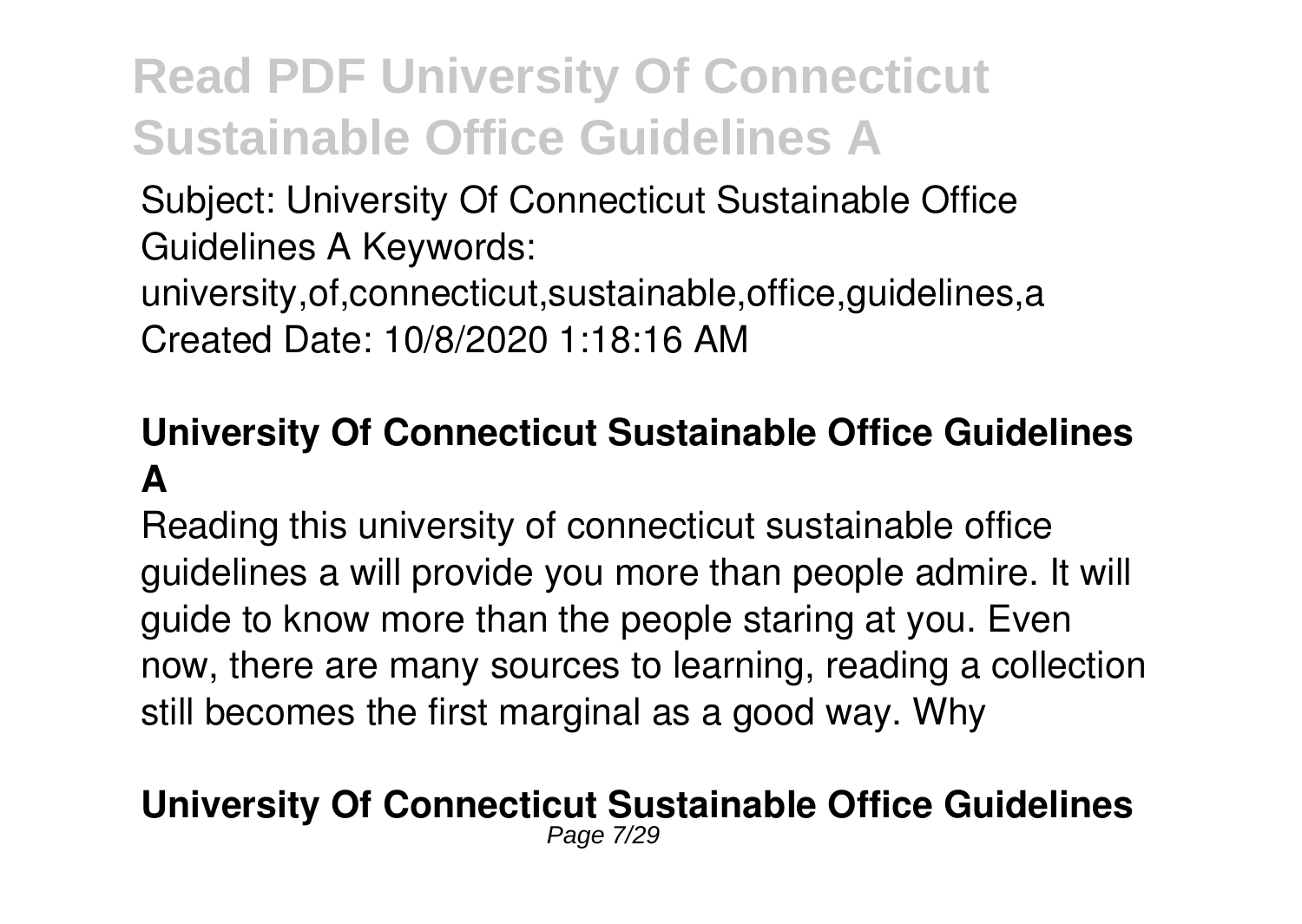Subject: University Of Connecticut Sustainable Office Guidelines A Keywords: university,of,connecticut,sustainable,office,guidelines,a Created Date: 10/8/2020 1:18:16 AM

## University Of Connecticut Sustainable Office Guidelines A

Reading this university of connecticut sustainable office guidelines a will provide you more than people admire. It will guide to know more than the people staring at you. Even now, there are many sources to learning, reading a collection still becomes the first marginal as a good way. Why

## University Of Connecticut Sustainable Office Guidelines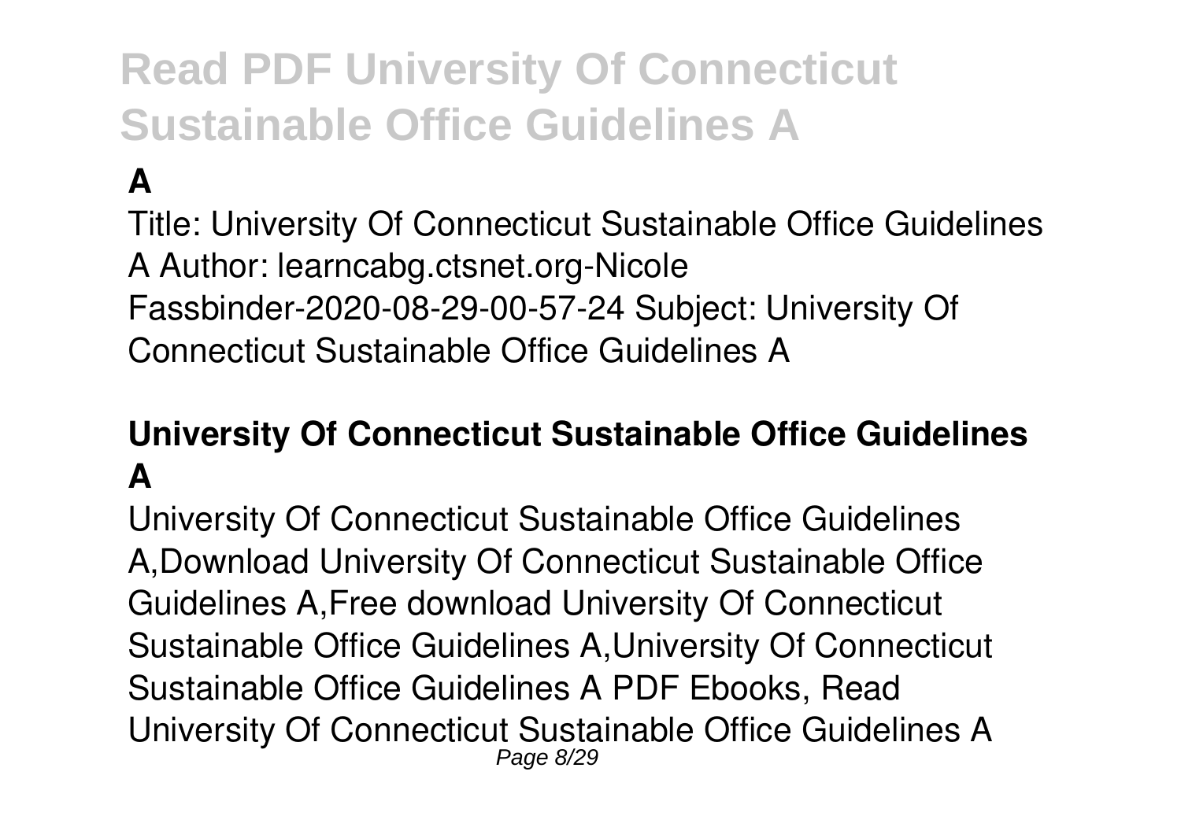**A**

Title: University Of Connecticut Sustainable Office Guidelines A Author: learncabg.ctsnet.org-Nicole Fassbinder-2020-08-29-00-57-24 Subject: University Of Connecticut Sustainable Office Guidelines A

## University Of Connecticut Sustainable Office Guidelines A

University Of Connecticut Sustainable Office Guidelines A,Download University Of Connecticut Sustainable Office Guidelines A,Free download University Of Connecticut Sustainable Office Guidelines A,University Of Connecticut Sustainable Office Guidelines A PDF Ebooks, Read University Of Connecticut Sustainable Office Guidelines A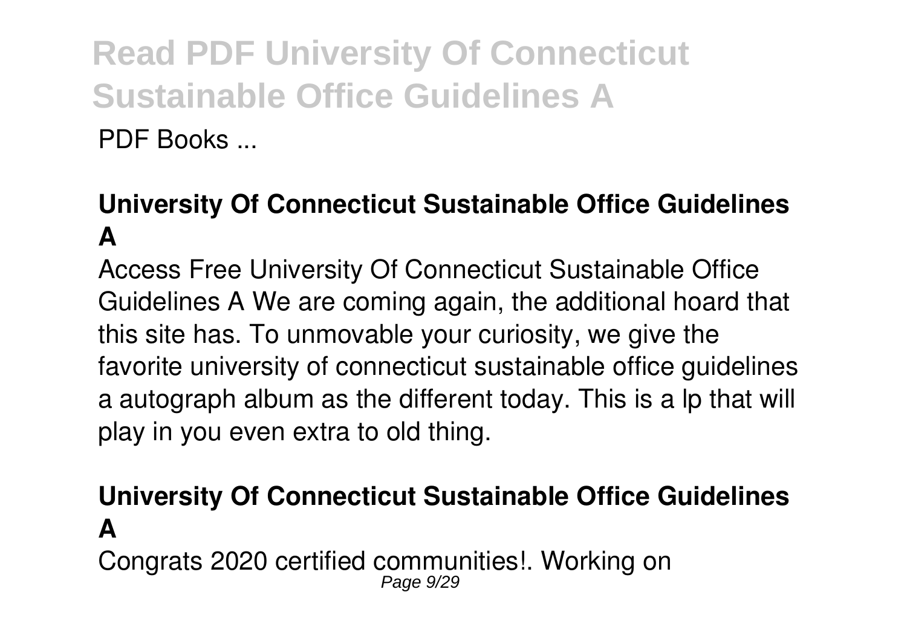PDF Books ...

## University Of Connecticut Sustainable Office Guidelines A

Access Free University Of Connecticut Sustainable Office Guidelines A We are coming again, the additional hoard that this site has. To unmovable your curiosity, we give the favorite university of connecticut sustainable office guidelines a autograph album as the different today. This is a lp that will play in you even extra to old thing.

## University Of Connecticut Sustainable Office Guidelines A

Congrats 2020 certified communities!. Working on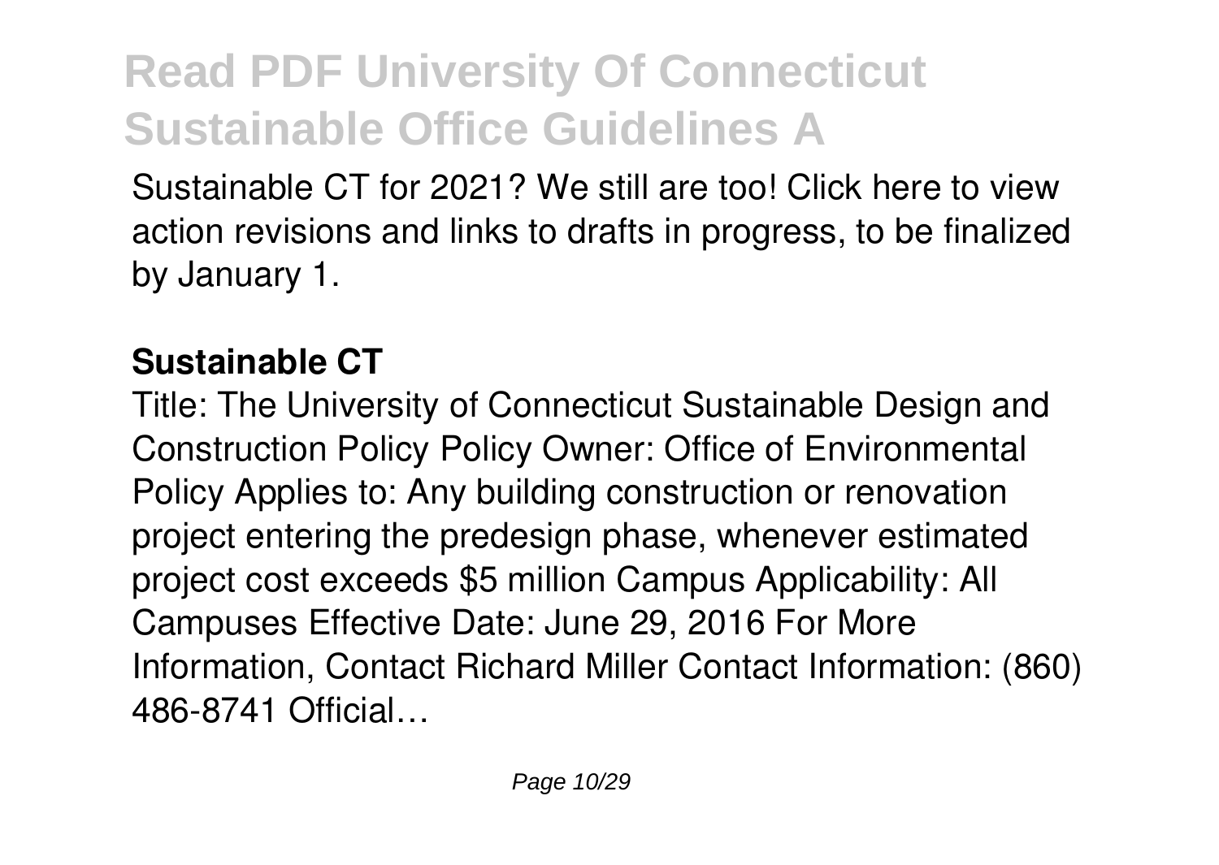Sustainable CT for 2021? We still are too! Click here to view action revisions and links to drafts in progress, to be finalized by January 1.

**Sustainable CT**

Title: The University of Connecticut Sustainable Design and Construction Policy Policy Owner: Office of Environmental Policy Applies to: Any building construction or renovation project entering the predesign phase, whenever estimated project cost exceeds $5 million Campus Applicability: All Campuses Effective Date: June 29, 2016 For More Information, Contact Richard Miller Contact Information: (860) 486-8741 Official…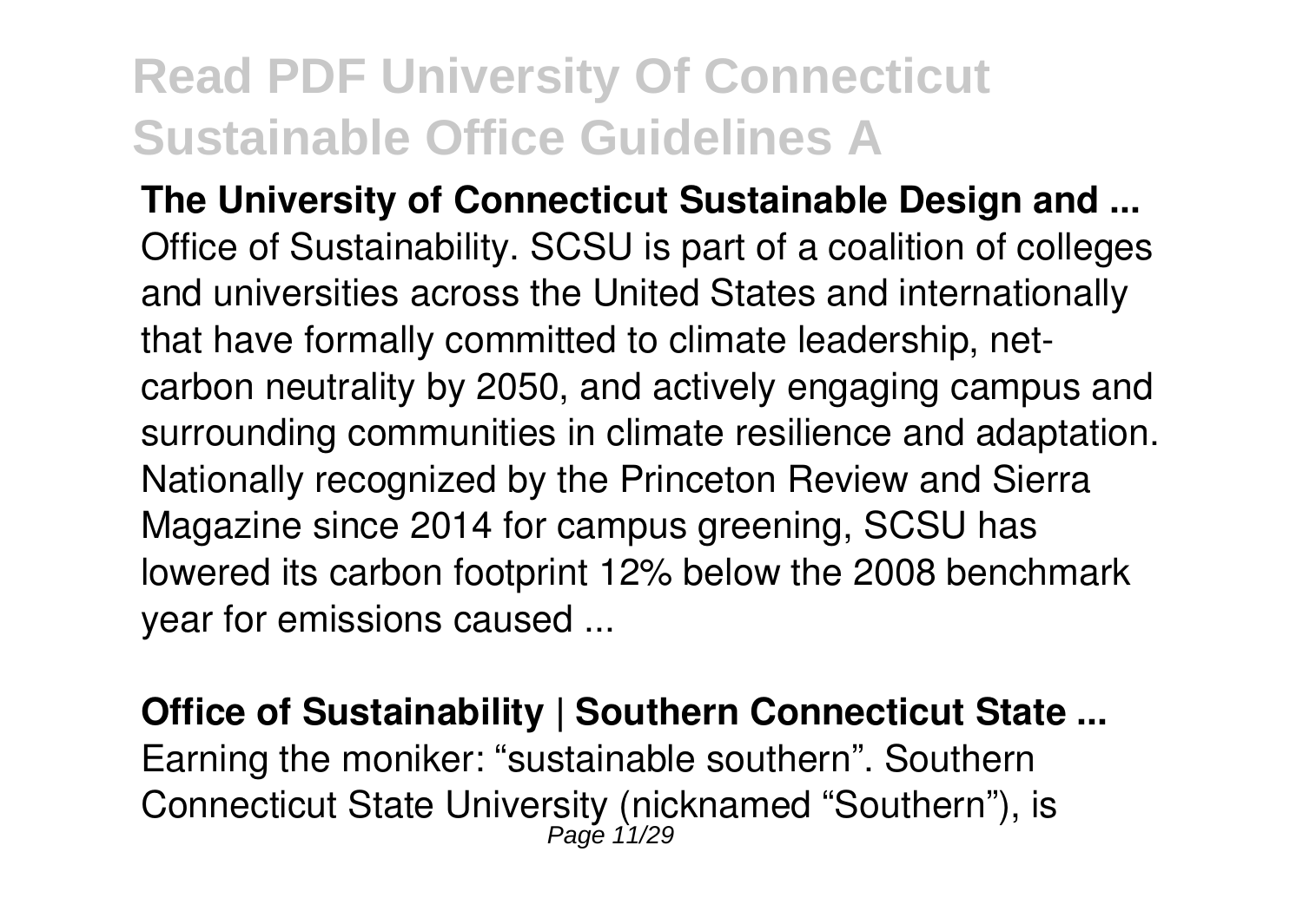**The University of Connecticut Sustainable Design and ...**
Office of Sustainability. SCSU is part of a coalition of colleges and universities across the United States and internationally that have formally committed to climate leadership, net-carbon neutrality by 2050, and actively engaging campus and surrounding communities in climate resilience and adaptation. Nationally recognized by the Princeton Review and Sierra Magazine since 2014 for campus greening, SCSU has lowered its carbon footprint 12% below the 2008 benchmark year for emissions caused ...

**Office of Sustainability | Southern Connecticut State ...**
Earning the moniker: "sustainable southern". Southern Connecticut State University (nicknamed "Southern"), is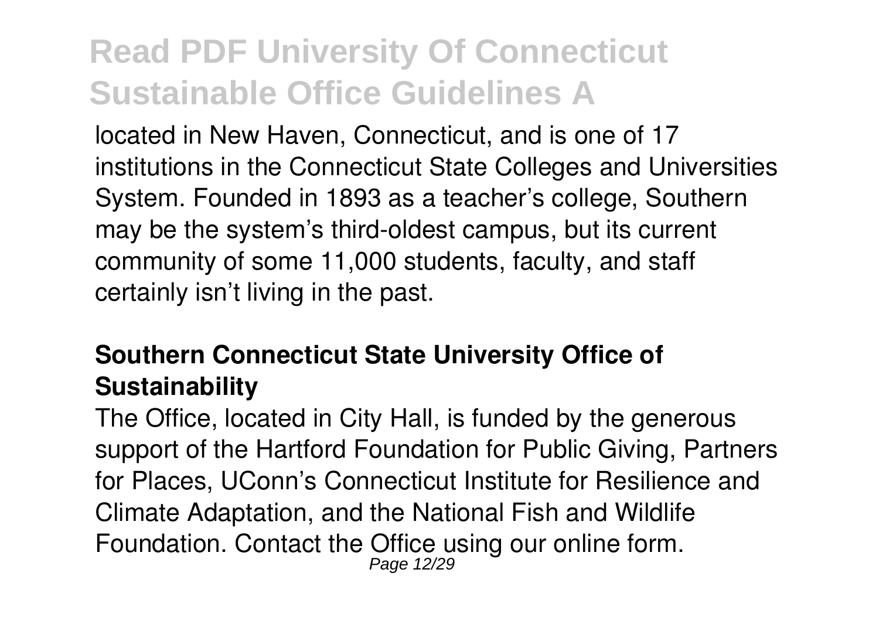located in New Haven, Connecticut, and is one of 17 institutions in the Connecticut State Colleges and Universities System. Founded in 1893 as a teacher's college, Southern may be the system's third-oldest campus, but its current community of some 11,000 students, faculty, and staff certainly isn't living in the past.

### Southern Connecticut State University Office of Sustainability

The Office, located in City Hall, is funded by the generous support of the Hartford Foundation for Public Giving, Partners for Places, UConn's Connecticut Institute for Resilience and Climate Adaptation, and the National Fish and Wildlife Foundation. Contact the Office using our online form.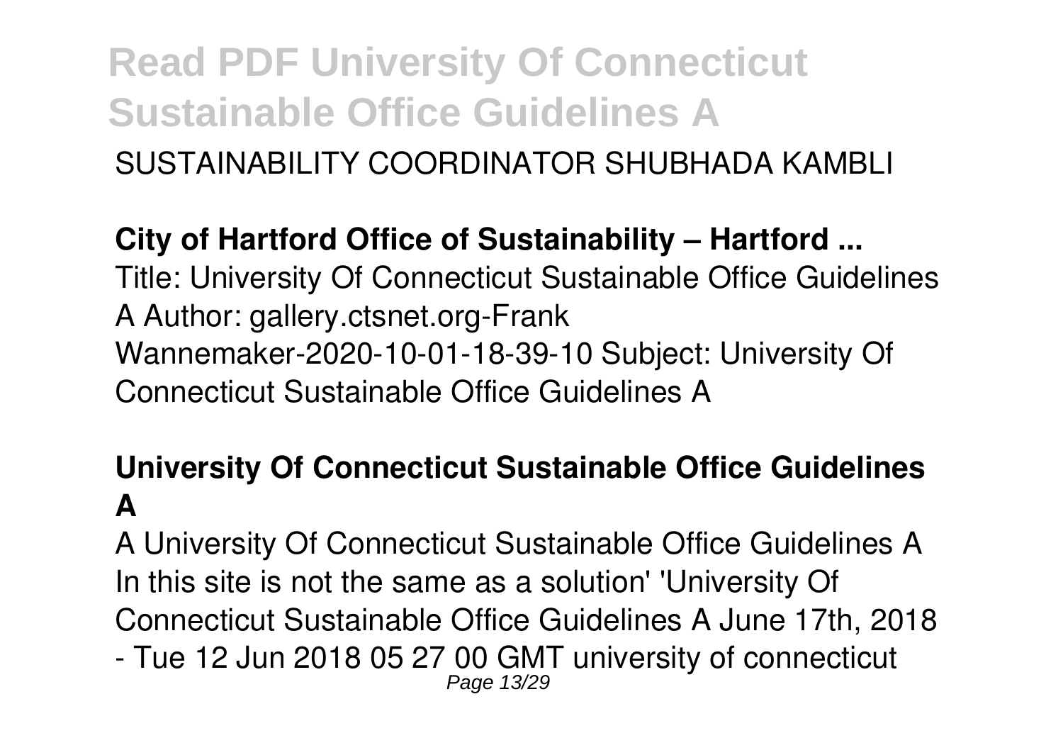SUSTAINABILITY COORDINATOR SHUBHADA KAMBLI

**City of Hartford Office of Sustainability – Hartford ...**

Title: University Of Connecticut Sustainable Office Guidelines A Author: gallery.ctsnet.org-Frank Wannemaker-2020-10-01-18-39-10 Subject: University Of Connecticut Sustainable Office Guidelines A

**University Of Connecticut Sustainable Office Guidelines A**

A University Of Connecticut Sustainable Office Guidelines A In this site is not the same as a solution' 'University Of Connecticut Sustainable Office Guidelines A June 17th, 2018 - Tue 12 Jun 2018 05 27 00 GMT university of connecticut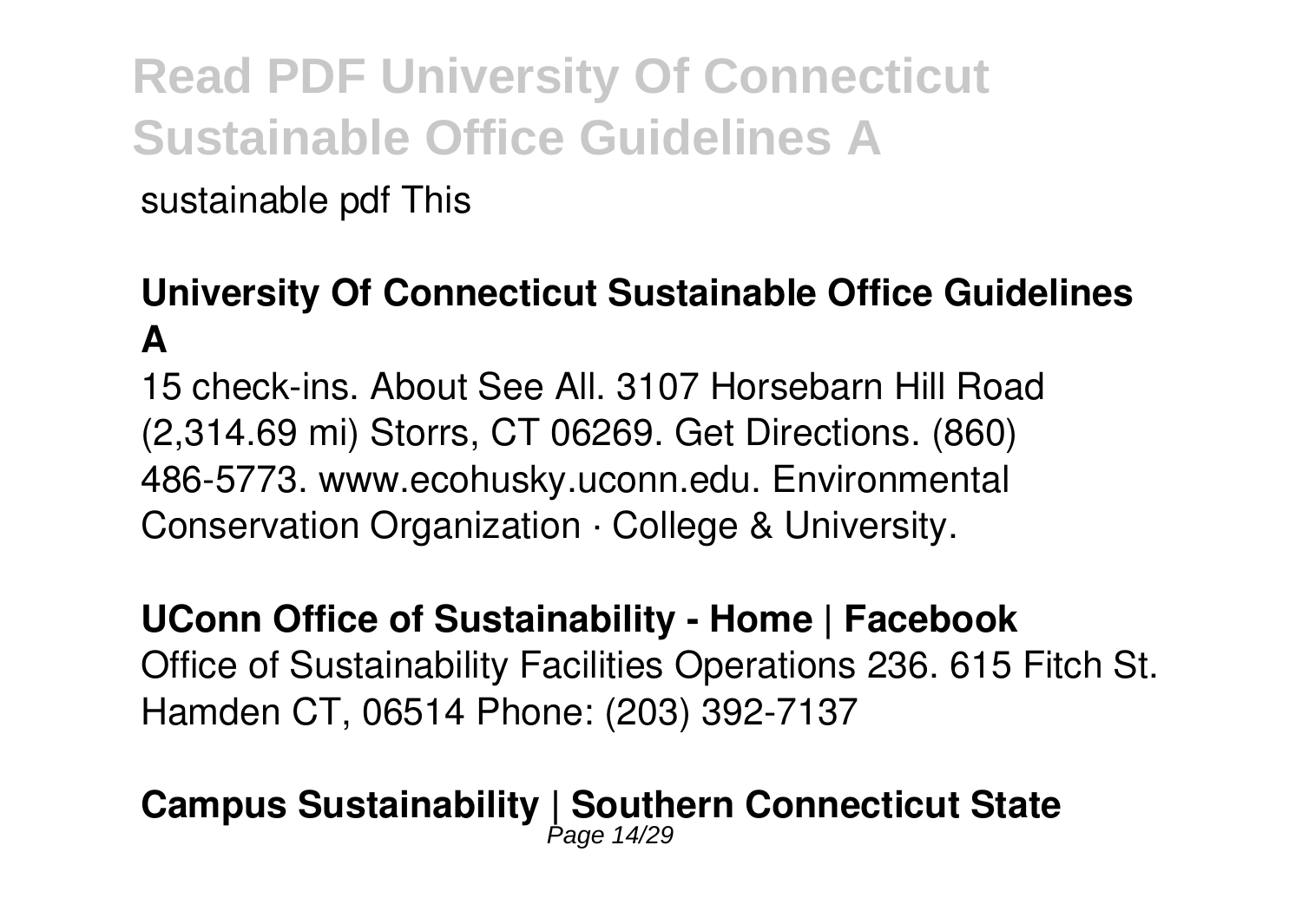sustainable pdf This

**University Of Connecticut Sustainable Office Guidelines A**

15 check-ins. About See All. 3107 Horsebarn Hill Road (2,314.69 mi) Storrs, CT 06269. Get Directions. (860) 486-5773. www.ecohusky.uconn.edu. Environmental Conservation Organization · College & University.

**UConn Office of Sustainability - Home | Facebook**

Office of Sustainability Facilities Operations 236. 615 Fitch St. Hamden CT, 06514 Phone: (203) 392-7137

**Campus Sustainability | Southern Connecticut State**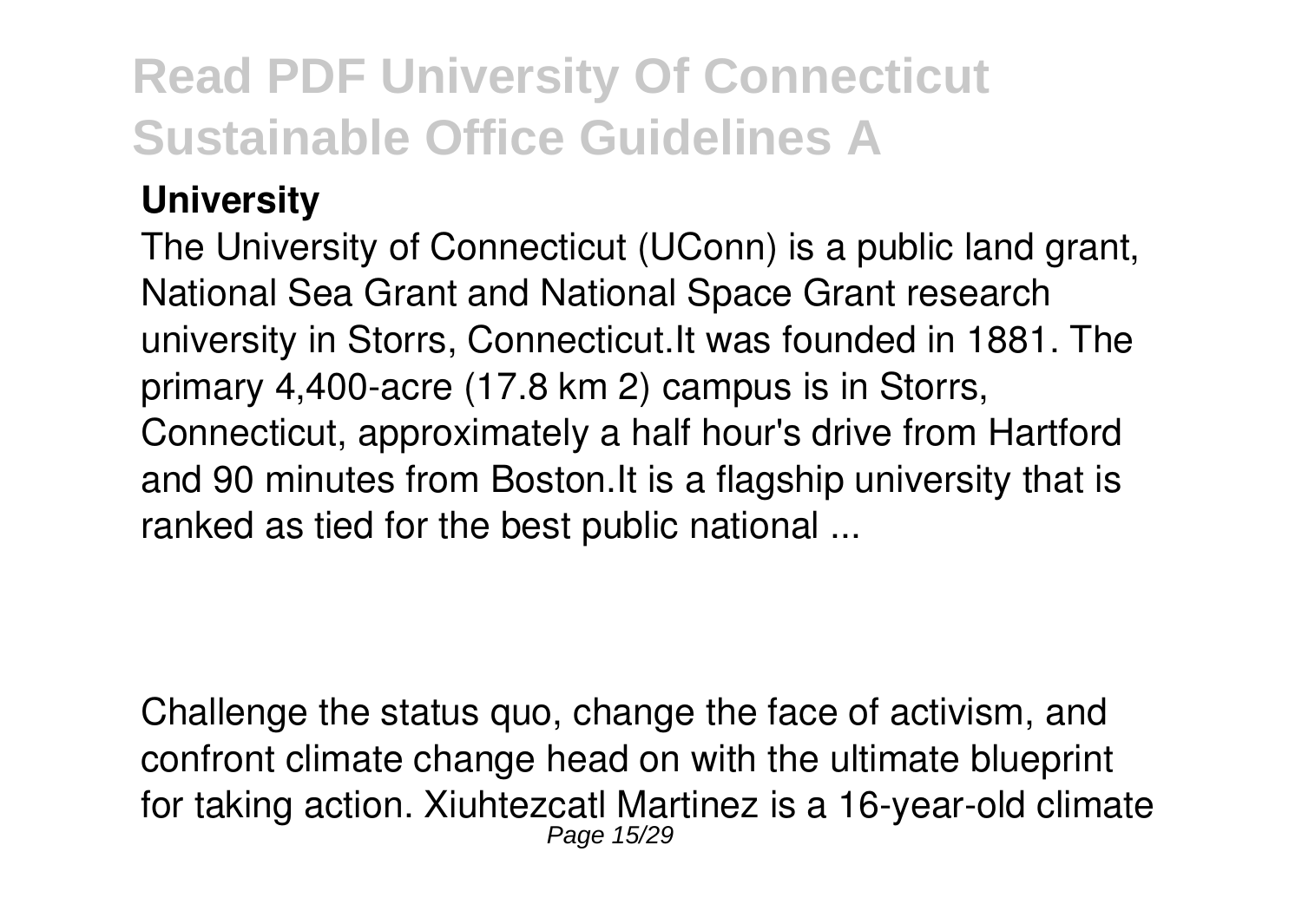## University

The University of Connecticut (UConn) is a public land grant, National Sea Grant and National Space Grant research university in Storrs, Connecticut.It was founded in 1881. The primary 4,400-acre (17.8 km 2) campus is in Storrs, Connecticut, approximately a half hour's drive from Hartford and 90 minutes from Boston.It is a flagship university that is ranked as tied for the best public national ...

Challenge the status quo, change the face of activism, and confront climate change head on with the ultimate blueprint for taking action. Xiuhtezcatl Martinez is a 16-year-old climate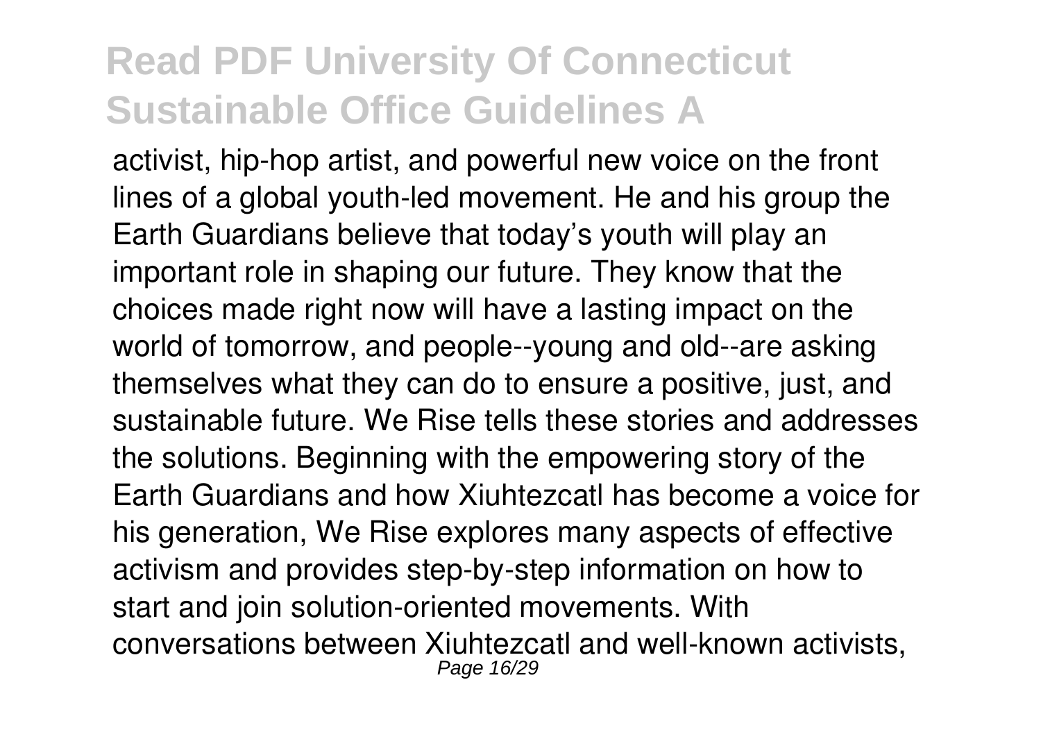activist, hip-hop artist, and powerful new voice on the front lines of a global youth-led movement. He and his group the Earth Guardians believe that today's youth will play an important role in shaping our future. They know that the choices made right now will have a lasting impact on the world of tomorrow, and people--young and old--are asking themselves what they can do to ensure a positive, just, and sustainable future. We Rise tells these stories and addresses the solutions. Beginning with the empowering story of the Earth Guardians and how Xiuhtezcatl has become a voice for his generation, We Rise explores many aspects of effective activism and provides step-by-step information on how to start and join solution-oriented movements. With conversations between Xiuhtezcatl and well-known activists,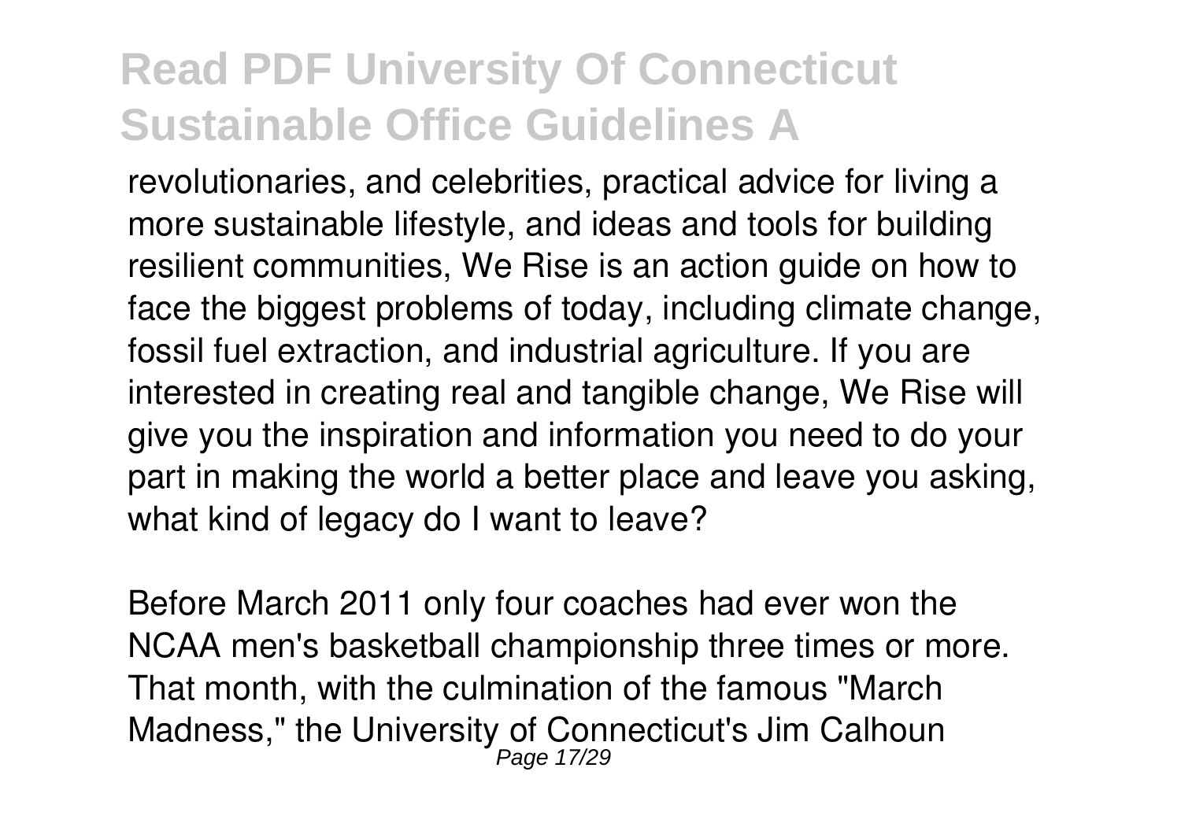revolutionaries, and celebrities, practical advice for living a more sustainable lifestyle, and ideas and tools for building resilient communities, We Rise is an action guide on how to face the biggest problems of today, including climate change, fossil fuel extraction, and industrial agriculture. If you are interested in creating real and tangible change, We Rise will give you the inspiration and information you need to do your part in making the world a better place and leave you asking, what kind of legacy do I want to leave?

Before March 2011 only four coaches had ever won the NCAA men's basketball championship three times or more. That month, with the culmination of the famous "March Madness," the University of Connecticut's Jim Calhoun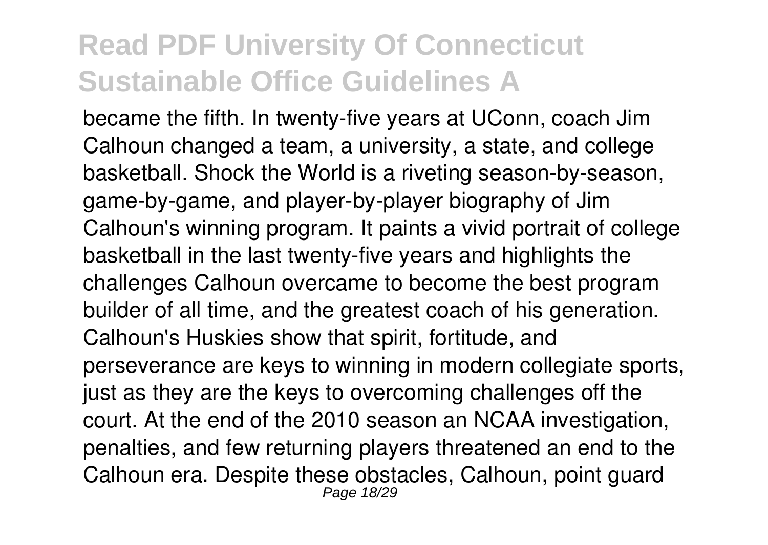became the fifth. In twenty-five years at UConn, coach Jim Calhoun changed a team, a university, a state, and college basketball. Shock the World is a riveting season-by-season, game-by-game, and player-by-player biography of Jim Calhoun's winning program. It paints a vivid portrait of college basketball in the last twenty-five years and highlights the challenges Calhoun overcame to become the best program builder of all time, and the greatest coach of his generation. Calhoun's Huskies show that spirit, fortitude, and perseverance are keys to winning in modern collegiate sports, just as they are the keys to overcoming challenges off the court. At the end of the 2010 season an NCAA investigation, penalties, and few returning players threatened an end to the Calhoun era. Despite these obstacles, Calhoun, point guard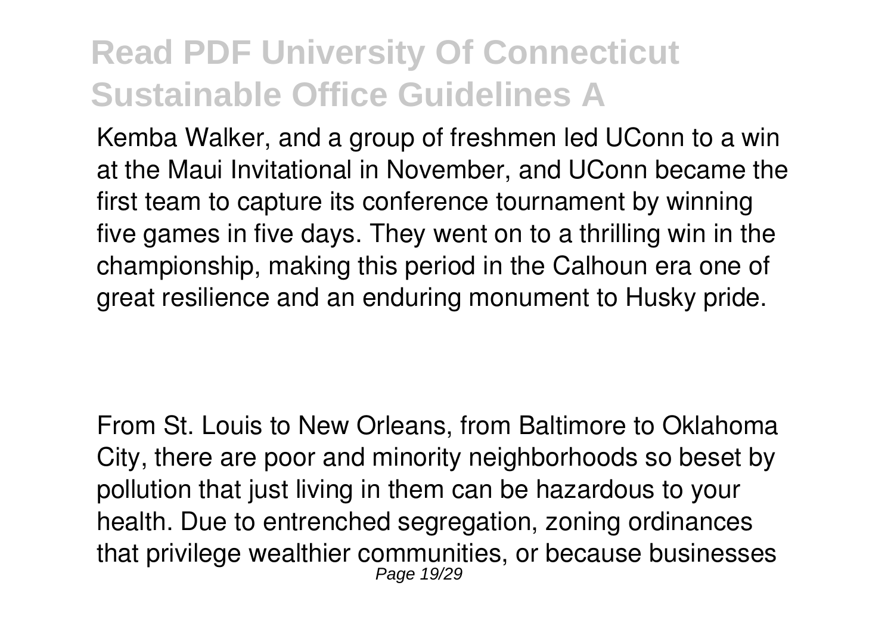Kemba Walker, and a group of freshmen led UConn to a win at the Maui Invitational in November, and UConn became the first team to capture its conference tournament by winning five games in five days. They went on to a thrilling win in the championship, making this period in the Calhoun era one of great resilience and an enduring monument to Husky pride.

From St. Louis to New Orleans, from Baltimore to Oklahoma City, there are poor and minority neighborhoods so beset by pollution that just living in them can be hazardous to your health. Due to entrenched segregation, zoning ordinances that privilege wealthier communities, or because businesses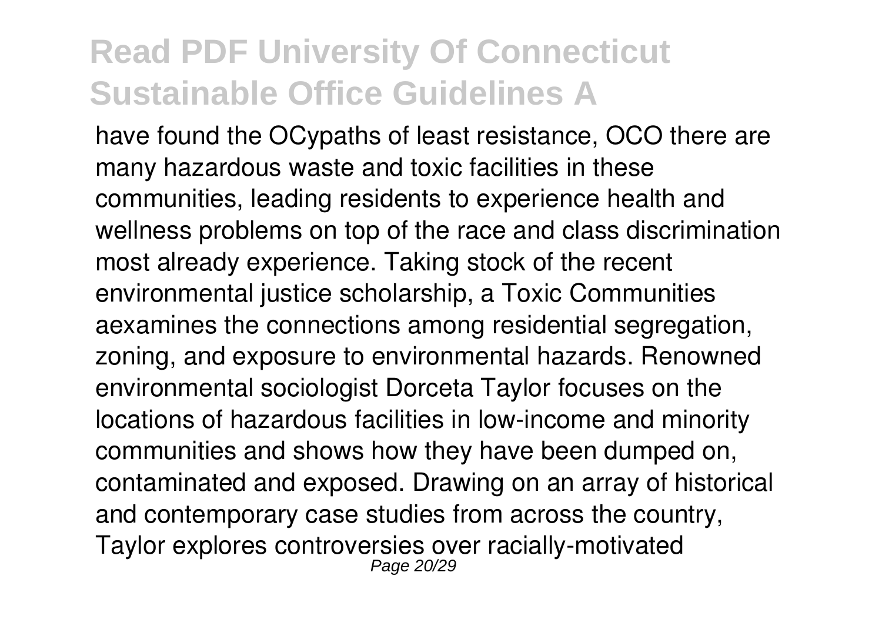have found the OCypaths of least resistance, OCO there are many hazardous waste and toxic facilities in these communities, leading residents to experience health and wellness problems on top of the race and class discrimination most already experience. Taking stock of the recent environmental justice scholarship, a Toxic Communities aexamines the connections among residential segregation, zoning, and exposure to environmental hazards. Renowned environmental sociologist Dorceta Taylor focuses on the locations of hazardous facilities in low-income and minority communities and shows how they have been dumped on, contaminated and exposed. Drawing on an array of historical and contemporary case studies from across the country, Taylor explores controversies over racially-motivated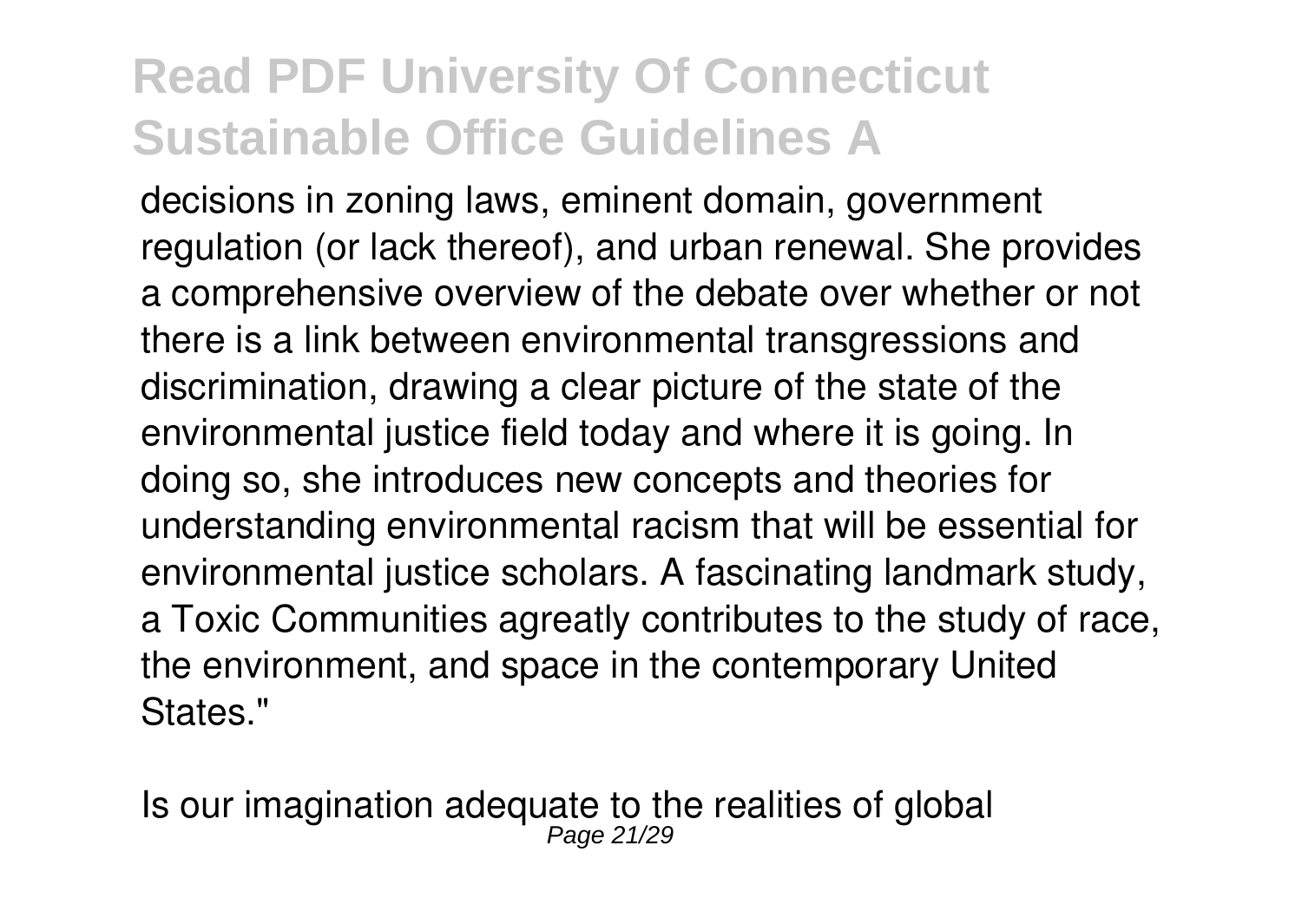decisions in zoning laws, eminent domain, government regulation (or lack thereof), and urban renewal. She provides a comprehensive overview of the debate over whether or not there is a link between environmental transgressions and discrimination, drawing a clear picture of the state of the environmental justice field today and where it is going. In doing so, she introduces new concepts and theories for understanding environmental racism that will be essential for environmental justice scholars. A fascinating landmark study, a Toxic Communities agreatly contributes to the study of race, the environment, and space in the contemporary United States."

Is our imagination adequate to the realities of global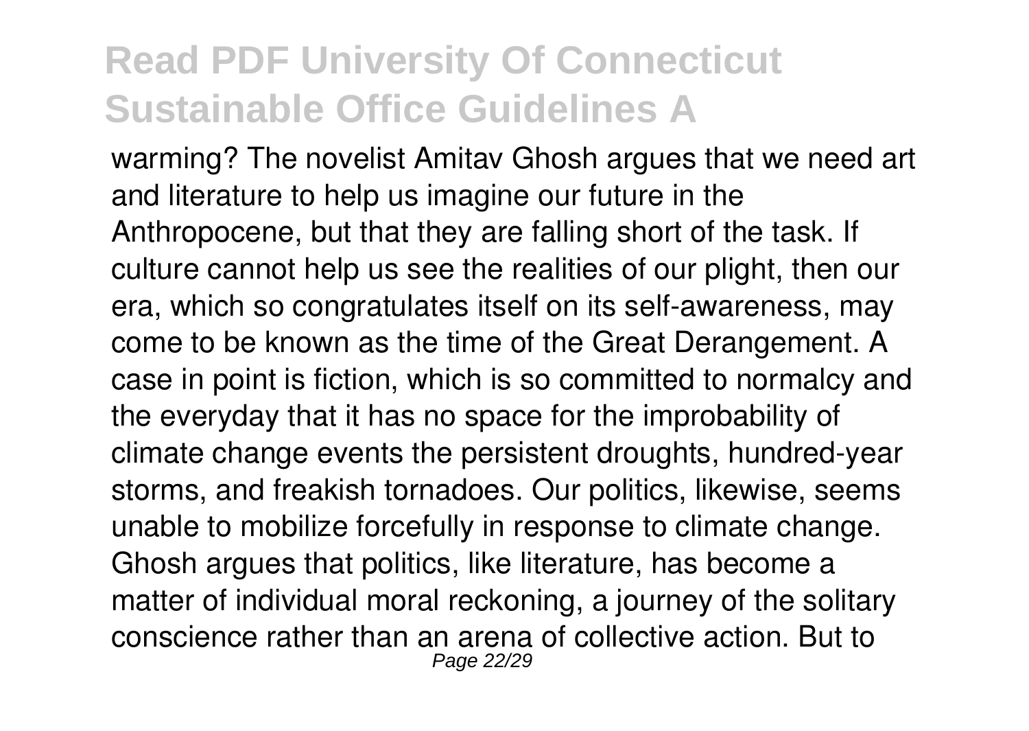warming? The novelist Amitav Ghosh argues that we need art and literature to help us imagine our future in the Anthropocene, but that they are falling short of the task. If culture cannot help us see the realities of our plight, then our era, which so congratulates itself on its self-awareness, may come to be known as the time of the Great Derangement. A case in point is fiction, which is so committed to normalcy and the everyday that it has no space for the improbability of climate change events the persistent droughts, hundred-year storms, and freakish tornadoes. Our politics, likewise, seems unable to mobilize forcefully in response to climate change. Ghosh argues that politics, like literature, has become a matter of individual moral reckoning, a journey of the solitary conscience rather than an arena of collective action. But to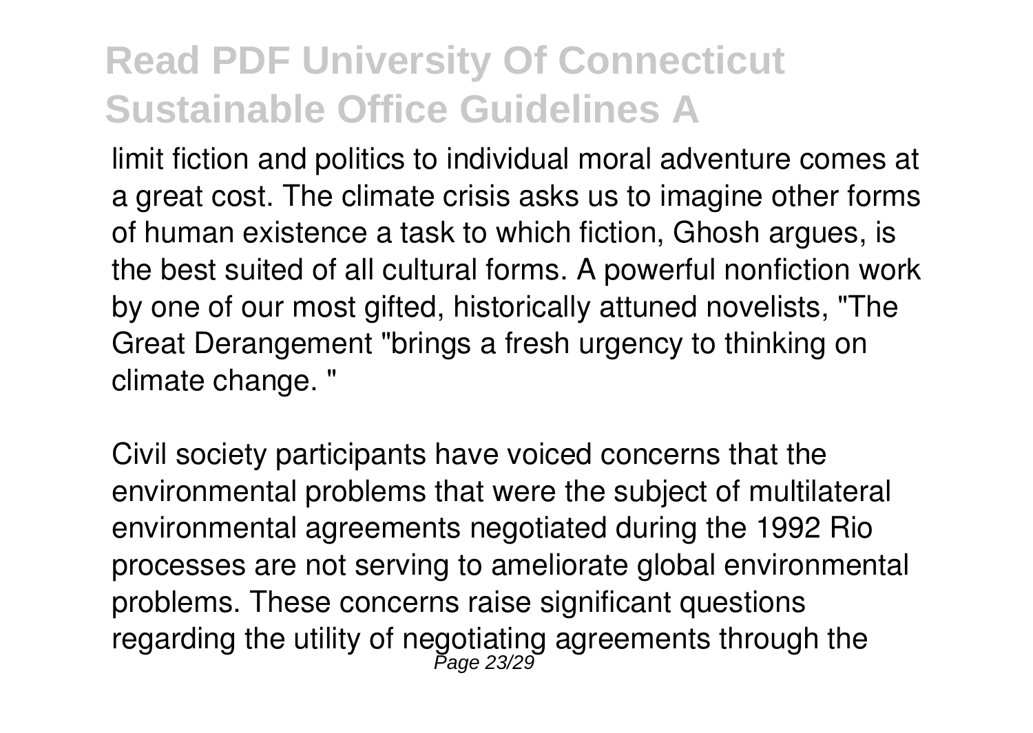limit fiction and politics to individual moral adventure comes at a great cost. The climate crisis asks us to imagine other forms of human existence a task to which fiction, Ghosh argues, is the best suited of all cultural forms. A powerful nonfiction work by one of our most gifted, historically attuned novelists, "The Great Derangement "brings a fresh urgency to thinking on climate change. "

Civil society participants have voiced concerns that the environmental problems that were the subject of multilateral environmental agreements negotiated during the 1992 Rio processes are not serving to ameliorate global environmental problems. These concerns raise significant questions regarding the utility of negotiating agreements through the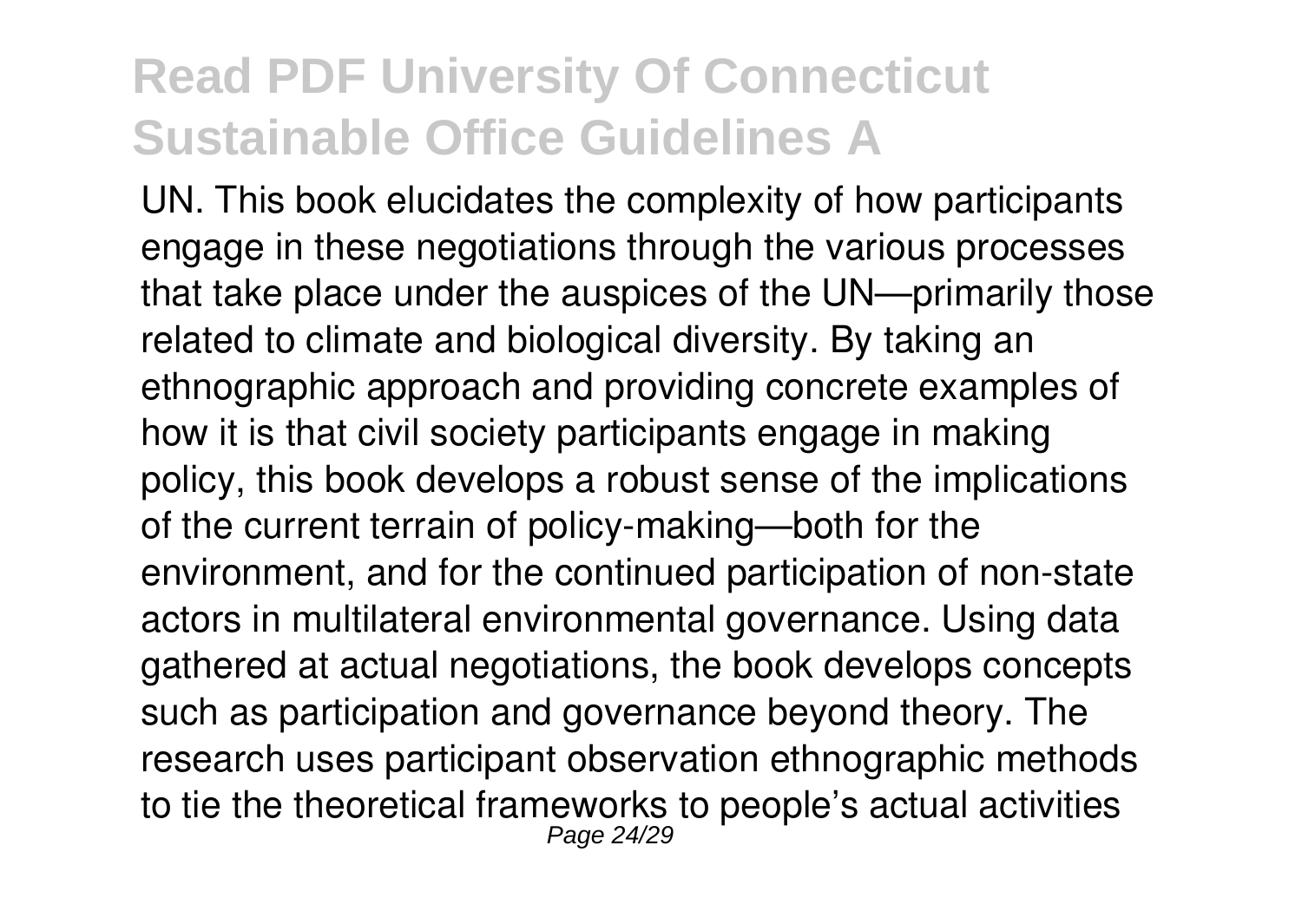UN. This book elucidates the complexity of how participants engage in these negotiations through the various processes that take place under the auspices of the UN—primarily those related to climate and biological diversity. By taking an ethnographic approach and providing concrete examples of how it is that civil society participants engage in making policy, this book develops a robust sense of the implications of the current terrain of policy-making—both for the environment, and for the continued participation of non-state actors in multilateral environmental governance. Using data gathered at actual negotiations, the book develops concepts such as participation and governance beyond theory. The research uses participant observation ethnographic methods to tie the theoretical frameworks to people's actual activities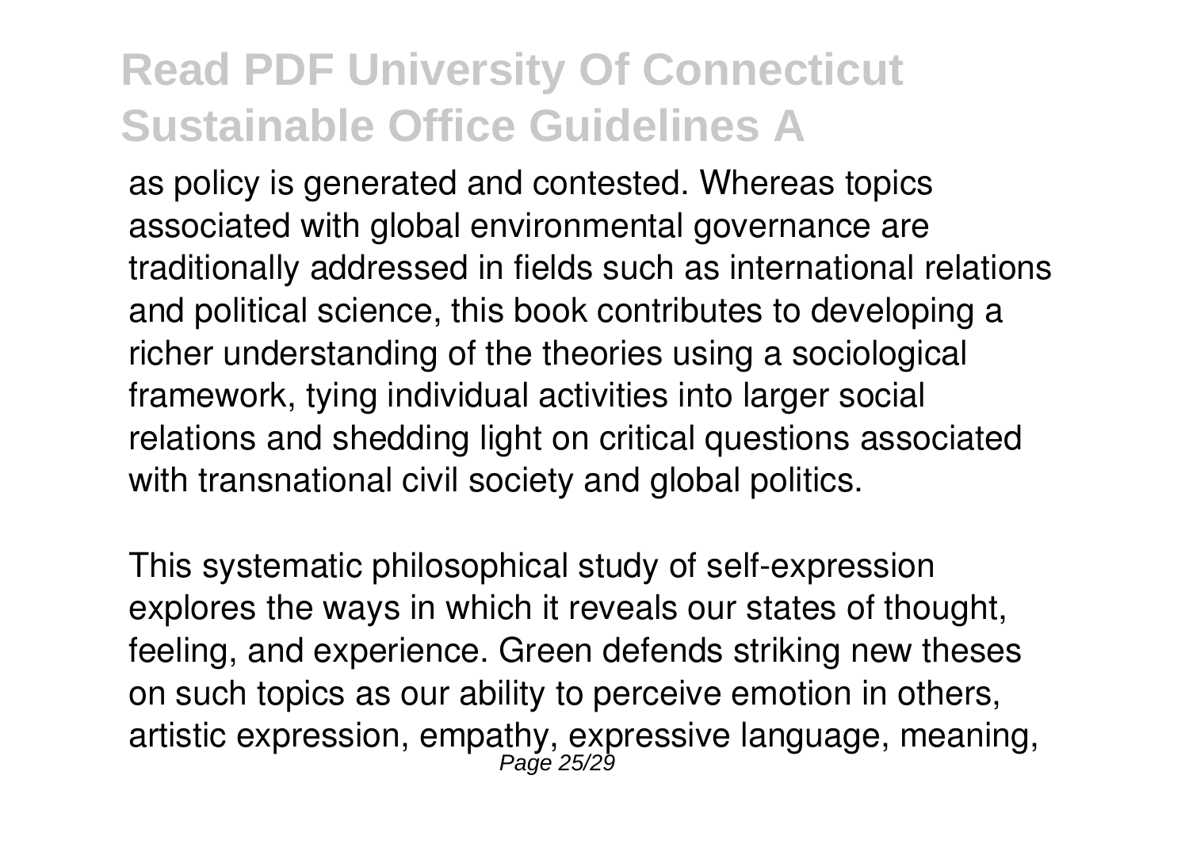as policy is generated and contested. Whereas topics associated with global environmental governance are traditionally addressed in fields such as international relations and political science, this book contributes to developing a richer understanding of the theories using a sociological framework, tying individual activities into larger social relations and shedding light on critical questions associated with transnational civil society and global politics.

This systematic philosophical study of self-expression explores the ways in which it reveals our states of thought, feeling, and experience. Green defends striking new theses on such topics as our ability to perceive emotion in others, artistic expression, empathy, expressive language, meaning,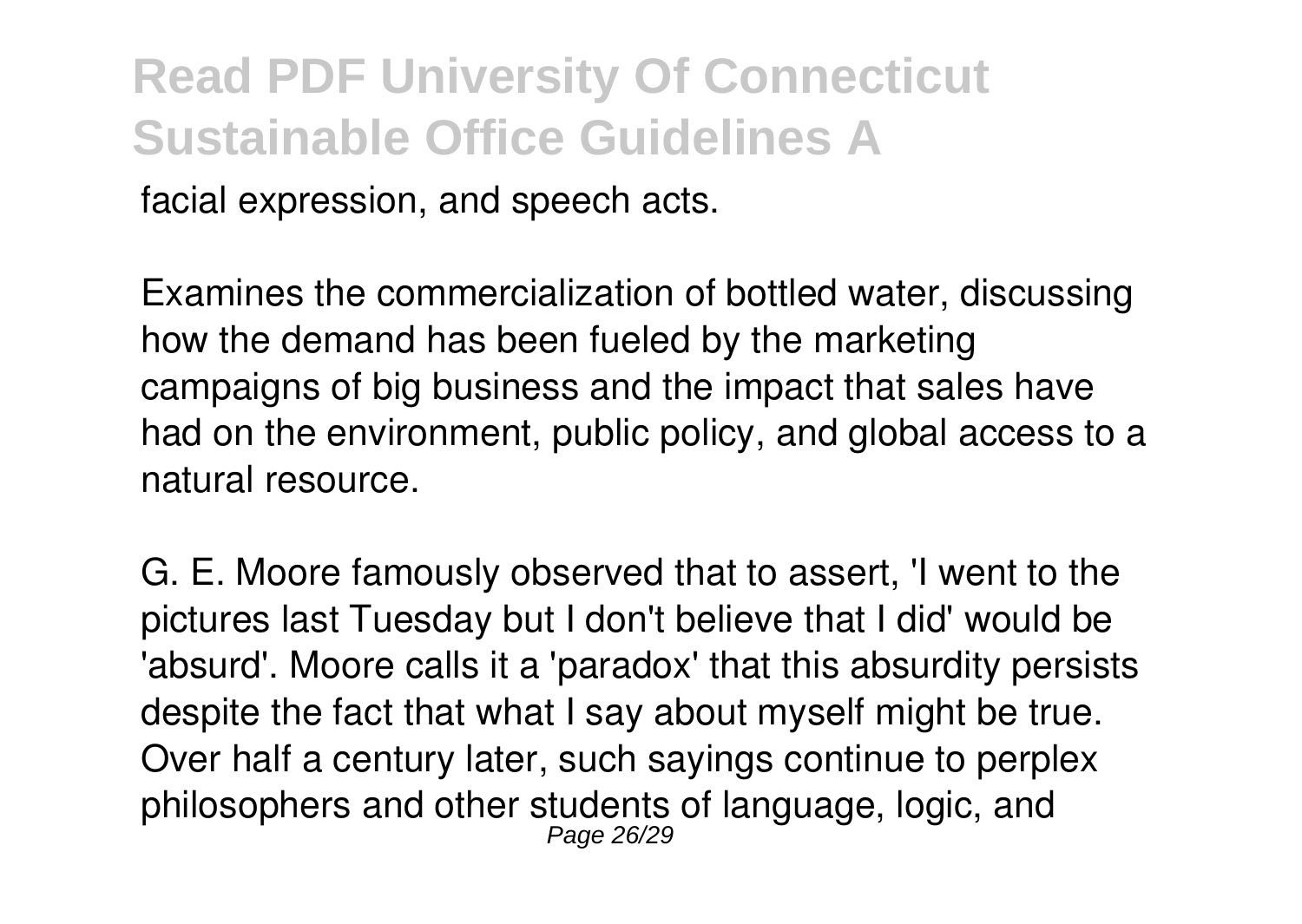facial expression, and speech acts.

Examines the commercialization of bottled water, discussing how the demand has been fueled by the marketing campaigns of big business and the impact that sales have had on the environment, public policy, and global access to a natural resource.

G. E. Moore famously observed that to assert, 'I went to the pictures last Tuesday but I don't believe that I did' would be 'absurd'. Moore calls it a 'paradox' that this absurdity persists despite the fact that what I say about myself might be true. Over half a century later, such sayings continue to perplex philosophers and other students of language, logic, and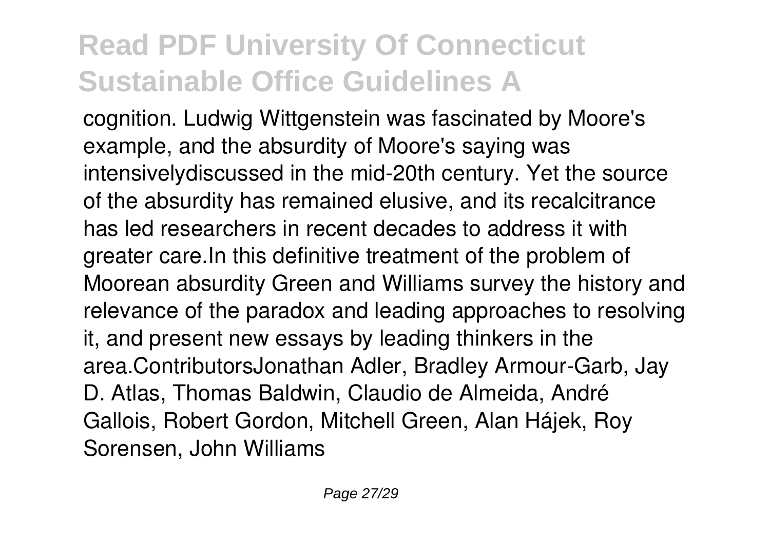cognition. Ludwig Wittgenstein was fascinated by Moore's example, and the absurdity of Moore's saying was intensivelydiscussed in the mid-20th century. Yet the source of the absurdity has remained elusive, and its recalcitrance has led researchers in recent decades to address it with greater care.In this definitive treatment of the problem of Moorean absurdity Green and Williams survey the history and relevance of the paradox and leading approaches to resolving it, and present new essays by leading thinkers in the area.ContributorsJonathan Adler, Bradley Armour-Garb, Jay D. Atlas, Thomas Baldwin, Claudio de Almeida, André Gallois, Robert Gordon, Mitchell Green, Alan Hájek, Roy Sorensen, John Williams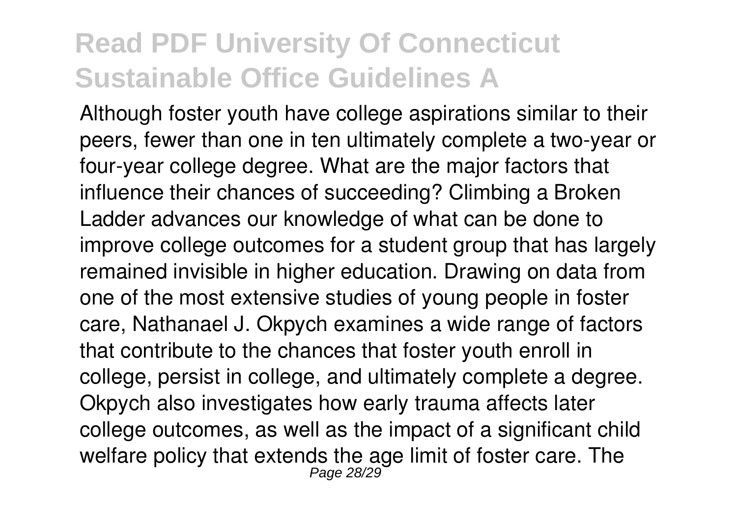Although foster youth have college aspirations similar to their peers, fewer than one in ten ultimately complete a two-year or four-year college degree. What are the major factors that influence their chances of succeeding? Climbing a Broken Ladder advances our knowledge of what can be done to improve college outcomes for a student group that has largely remained invisible in higher education. Drawing on data from one of the most extensive studies of young people in foster care, Nathanael J. Okpych examines a wide range of factors that contribute to the chances that foster youth enroll in college, persist in college, and ultimately complete a degree. Okpych also investigates how early trauma affects later college outcomes, as well as the impact of a significant child welfare policy that extends the age limit of foster care. The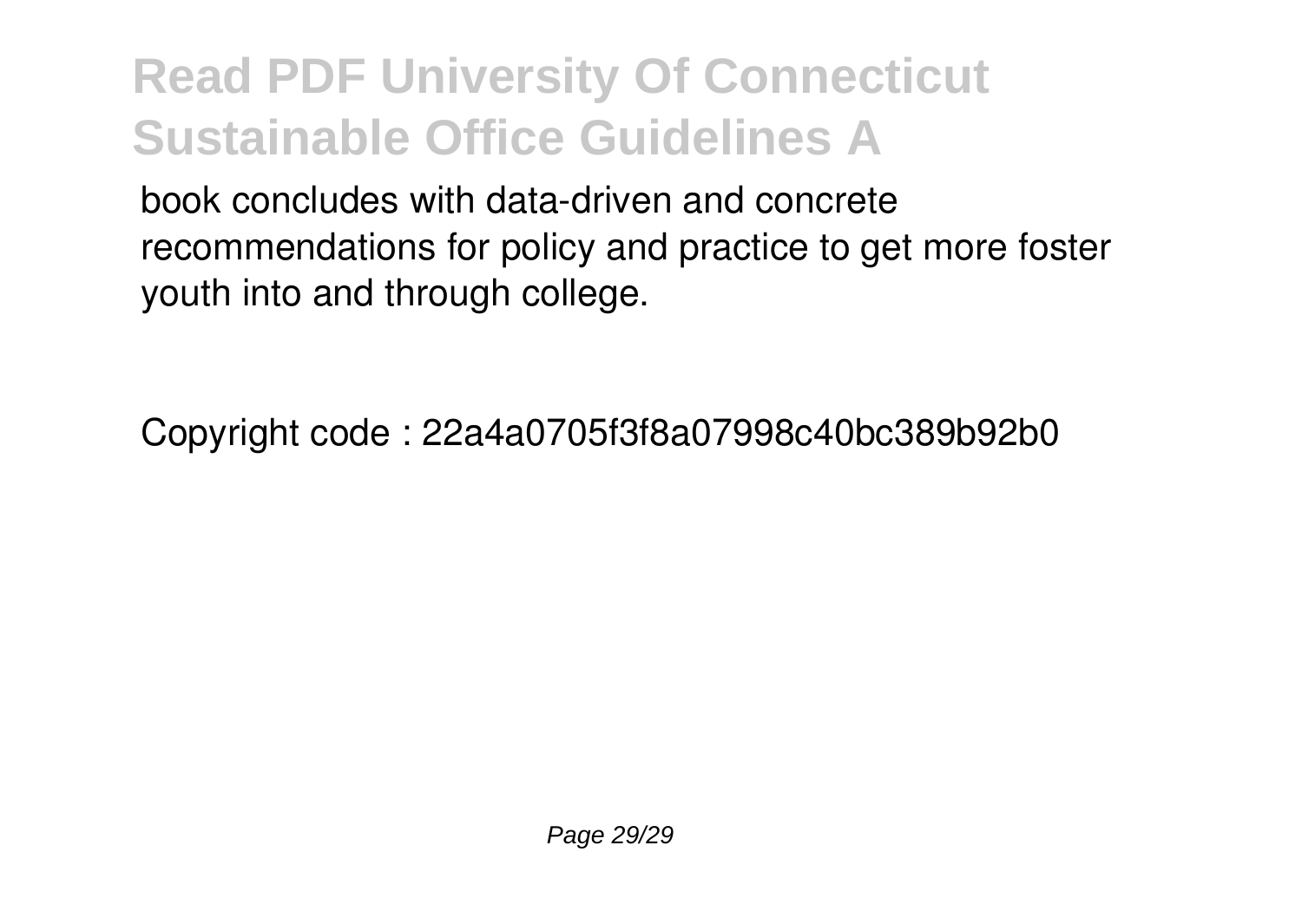book concludes with data-driven and concrete recommendations for policy and practice to get more foster youth into and through college.

Copyright code : 22a4a0705f3f8a07998c40bc389b92b0